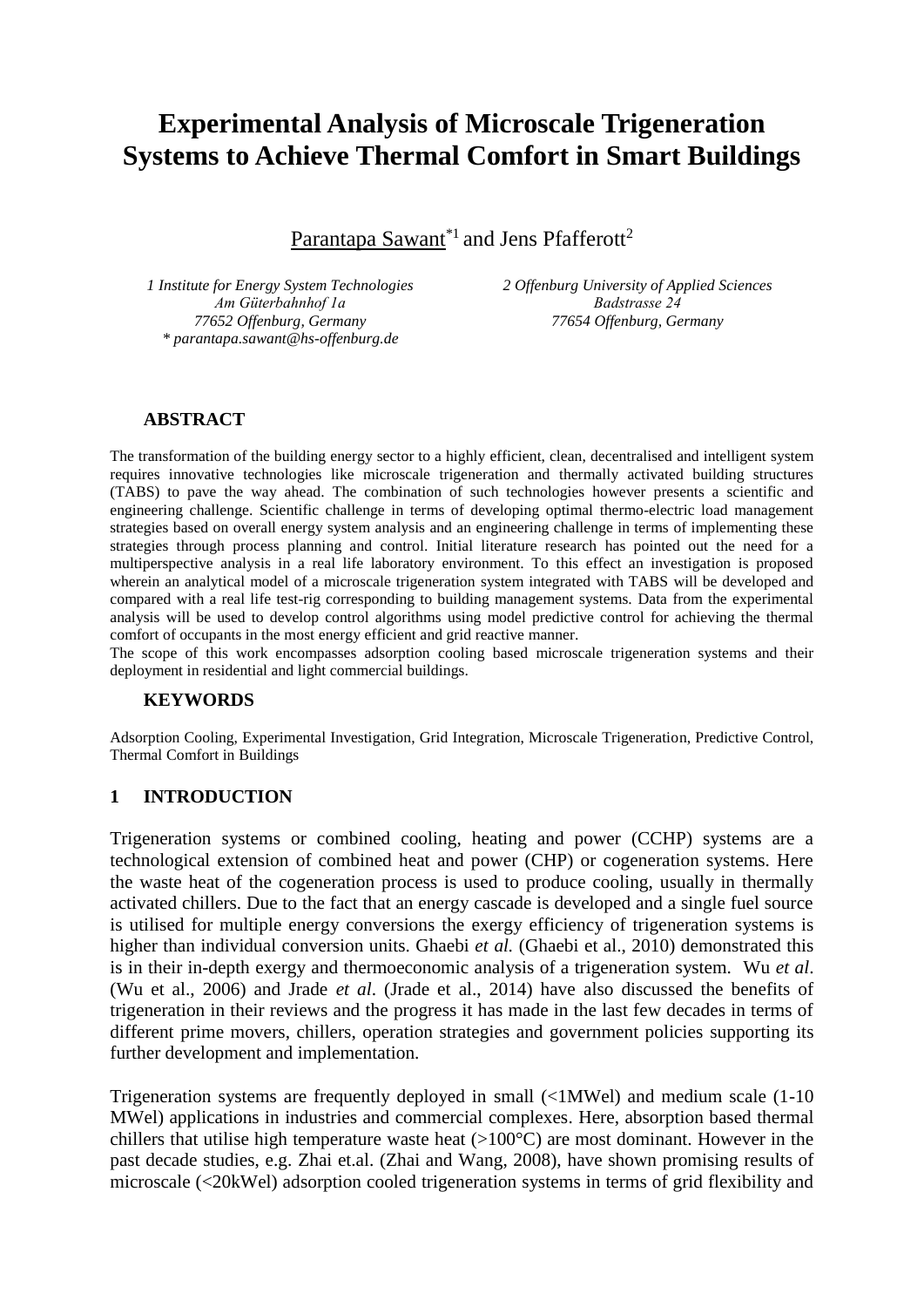# Experimental Analysis of Microscale Trigeneration Systems to Achieve Thermal Comfort in Smart Buildings

Parantapa Sawant*[1] and Jens Pfafferott[2]

*1 Institute for Energy System Technologies*
*Am Güterbahnhof 1a*
*77652 Offenburg, Germany*
*\* parantapa.sawant@hs-offenburg.de*

*2 Offenburg University of Applied Sciences*
*Badstrasse 24*
*77654 Offenburg, Germany*

## ABSTRACT

The transformation of the building energy sector to a highly efficient, clean, decentralised and intelligent system requires innovative technologies like microscale trigeneration and thermally activated building structures (TABS) to pave the way ahead. The combination of such technologies however presents a scientific and engineering challenge. Scientific challenge in terms of developing optimal thermo-electric load management strategies based on overall energy system analysis and an engineering challenge in terms of implementing these strategies through process planning and control. Initial literature research has pointed out the need for a multiperspective analysis in a real life laboratory environment. To this effect an investigation is proposed wherein an analytical model of a microscale trigeneration system integrated with TABS will be developed and compared with a real life test-rig corresponding to building management systems. Data from the experimental analysis will be used to develop control algorithms using model predictive control for achieving the thermal comfort of occupants in the most energy efficient and grid reactive manner.

The scope of this work encompasses adsorption cooling based microscale trigeneration systems and their deployment in residential and light commercial buildings.

## KEYWORDS

Adsorption Cooling, Experimental Investigation, Grid Integration, Microscale Trigeneration, Predictive Control, Thermal Comfort in Buildings

## 1 INTRODUCTION

Trigeneration systems or combined cooling, heating and power (CCHP) systems are a technological extension of combined heat and power (CHP) or cogeneration systems. Here the waste heat of the cogeneration process is used to produce cooling, usually in thermally activated chillers. Due to the fact that an energy cascade is developed and a single fuel source is utilised for multiple energy conversions the exergy efficiency of trigeneration systems is higher than individual conversion units. Ghaebi *et al.* (Ghaebi et al., 2010) demonstrated this is in their in-depth exergy and thermoeconomic analysis of a trigeneration system. Wu *et al*. (Wu et al., 2006) and Jrade *et al*. (Jrade et al., 2014) have also discussed the benefits of trigeneration in their reviews and the progress it has made in the last few decades in terms of different prime movers, chillers, operation strategies and government policies supporting its further development and implementation.

Trigeneration systems are frequently deployed in small (<1MWel) and medium scale (1-10 MWel) applications in industries and commercial complexes. Here, absorption based thermal chillers that utilise high temperature waste heat (>100°C) are most dominant. However in the past decade studies, e.g. Zhai et.al. (Zhai and Wang, 2008), have shown promising results of microscale (<20kWel) adsorption cooled trigeneration systems in terms of grid flexibility and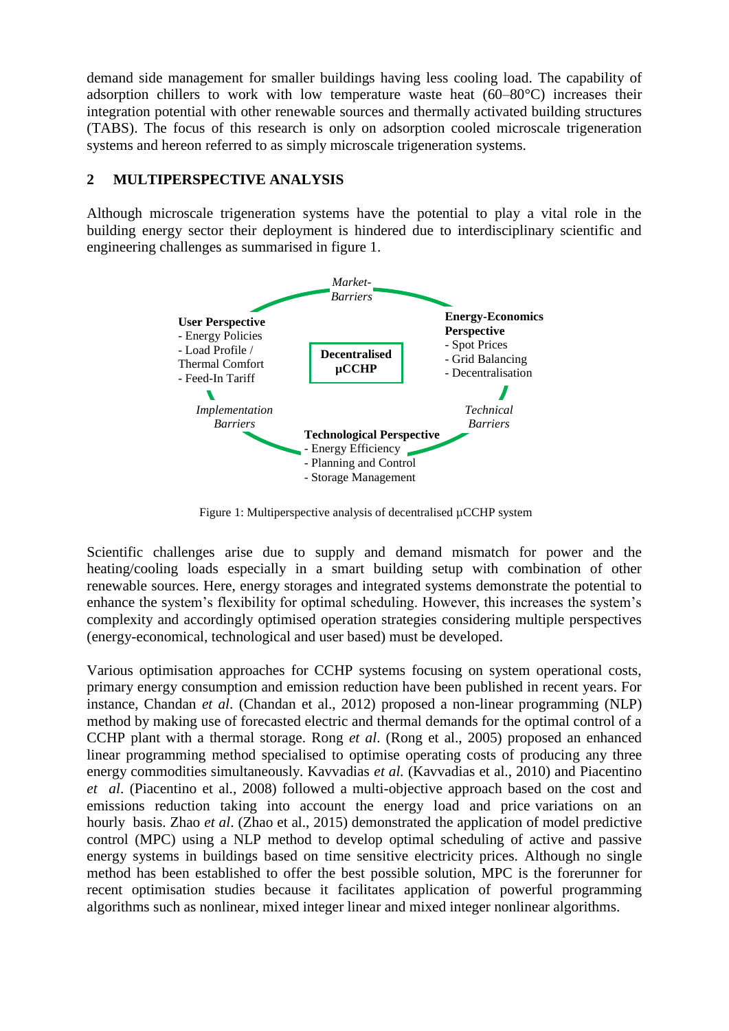demand side management for smaller buildings having less cooling load. The capability of adsorption chillers to work with low temperature waste heat (60–80°C) increases their integration potential with other renewable sources and thermally activated building structures (TABS). The focus of this research is only on adsorption cooled microscale trigeneration systems and hereon referred to as simply microscale trigeneration systems.

## 2 MULTIPERSPECTIVE ANALYSIS

Although microscale trigeneration systems have the potential to play a vital role in the building energy sector their deployment is hindered due to interdisciplinary scientific and engineering challenges as summarised in figure 1.

*Market-Barriers*

**User Perspective**
- Energy Policies
- Load Profile / Thermal Comfort
- Feed-In Tariff

**Decentralised µCCHP**

**Energy-Economics Perspective**
- Spot Prices
- Grid Balancing
- Decentralisation

*Implementation Barriers*

*Technical Barriers*

**Technological Perspective**
- Energy Efficiency
- Planning and Control
- Storage Management

Figure 1: Multiperspective analysis of decentralised µCCHP system

Scientific challenges arise due to supply and demand mismatch for power and the heating/cooling loads especially in a smart building setup with combination of other renewable sources. Here, energy storages and integrated systems demonstrate the potential to enhance the system's flexibility for optimal scheduling. However, this increases the system's complexity and accordingly optimised operation strategies considering multiple perspectives (energy-economical, technological and user based) must be developed.

Various optimisation approaches for CCHP systems focusing on system operational costs, primary energy consumption and emission reduction have been published in recent years. For instance, Chandan *et al*. (Chandan et al., 2012) proposed a non-linear programming (NLP) method by making use of forecasted electric and thermal demands for the optimal control of a CCHP plant with a thermal storage. Rong *et al*. (Rong et al., 2005) proposed an enhanced linear programming method specialised to optimise operating costs of producing any three energy commodities simultaneously. Kavvadias *et al.* (Kavvadias et al., 2010) and Piacentino *et al*. (Piacentino et al., 2008) followed a multi-objective approach based on the cost and emissions reduction taking into account the energy load and price variations on an hourly basis. Zhao *et al*. (Zhao et al., 2015) demonstrated the application of model predictive control (MPC) using a NLP method to develop optimal scheduling of active and passive energy systems in buildings based on time sensitive electricity prices. Although no single method has been established to offer the best possible solution, MPC is the forerunner for recent optimisation studies because it facilitates application of powerful programming algorithms such as nonlinear, mixed integer linear and mixed integer nonlinear algorithms.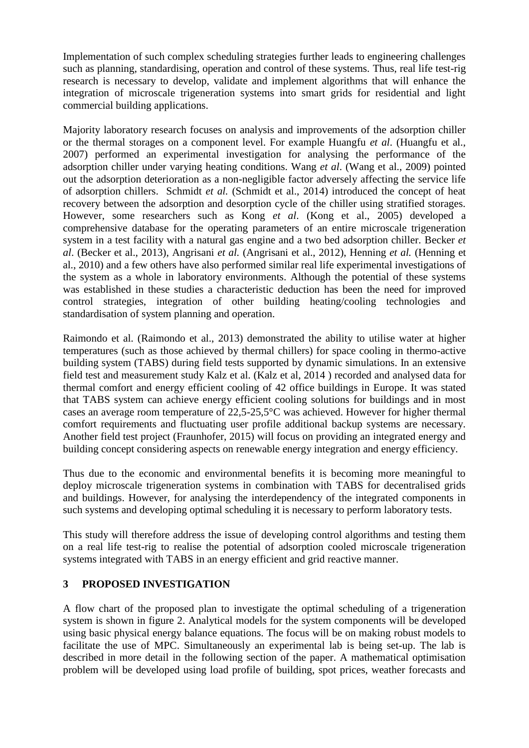Implementation of such complex scheduling strategies further leads to engineering challenges such as planning, standardising, operation and control of these systems. Thus, real life test-rig research is necessary to develop, validate and implement algorithms that will enhance the integration of microscale trigeneration systems into smart grids for residential and light commercial building applications.

Majority laboratory research focuses on analysis and improvements of the adsorption chiller or the thermal storages on a component level. For example Huangfu *et al*. (Huangfu et al., 2007) performed an experimental investigation for analysing the performance of the adsorption chiller under varying heating conditions. Wang *et al*. (Wang et al., 2009) pointed out the adsorption deterioration as a non-negligible factor adversely affecting the service life of adsorption chillers. Schmidt *et al.* (Schmidt et al., 2014) introduced the concept of heat recovery between the adsorption and desorption cycle of the chiller using stratified storages. However, some researchers such as Kong *et al*. (Kong et al., 2005) developed a comprehensive database for the operating parameters of an entire microscale trigeneration system in a test facility with a natural gas engine and a two bed adsorption chiller. Becker *et al*. (Becker et al., 2013), Angrisani *et al.* (Angrisani et al., 2012), Henning *et al.* (Henning et al., 2010) and a few others have also performed similar real life experimental investigations of the system as a whole in laboratory environments. Although the potential of these systems was established in these studies a characteristic deduction has been the need for improved control strategies, integration of other building heating/cooling technologies and standardisation of system planning and operation.

Raimondo et al. (Raimondo et al., 2013) demonstrated the ability to utilise water at higher temperatures (such as those achieved by thermal chillers) for space cooling in thermo-active building system (TABS) during field tests supported by dynamic simulations. In an extensive field test and measurement study Kalz et al. (Kalz et al, 2014 ) recorded and analysed data for thermal comfort and energy efficient cooling of 42 office buildings in Europe. It was stated that TABS system can achieve energy efficient cooling solutions for buildings and in most cases an average room temperature of 22,5-25,5°C was achieved. However for higher thermal comfort requirements and fluctuating user profile additional backup systems are necessary. Another field test project (Fraunhofer, 2015) will focus on providing an integrated energy and building concept considering aspects on renewable energy integration and energy efficiency.

Thus due to the economic and environmental benefits it is becoming more meaningful to deploy microscale trigeneration systems in combination with TABS for decentralised grids and buildings. However, for analysing the interdependency of the integrated components in such systems and developing optimal scheduling it is necessary to perform laboratory tests.

This study will therefore address the issue of developing control algorithms and testing them on a real life test-rig to realise the potential of adsorption cooled microscale trigeneration systems integrated with TABS in an energy efficient and grid reactive manner.

## 3 PROPOSED INVESTIGATION

A flow chart of the proposed plan to investigate the optimal scheduling of a trigeneration system is shown in figure 2. Analytical models for the system components will be developed using basic physical energy balance equations. The focus will be on making robust models to facilitate the use of MPC. Simultaneously an experimental lab is being set-up. The lab is described in more detail in the following section of the paper. A mathematical optimisation problem will be developed using load profile of building, spot prices, weather forecasts and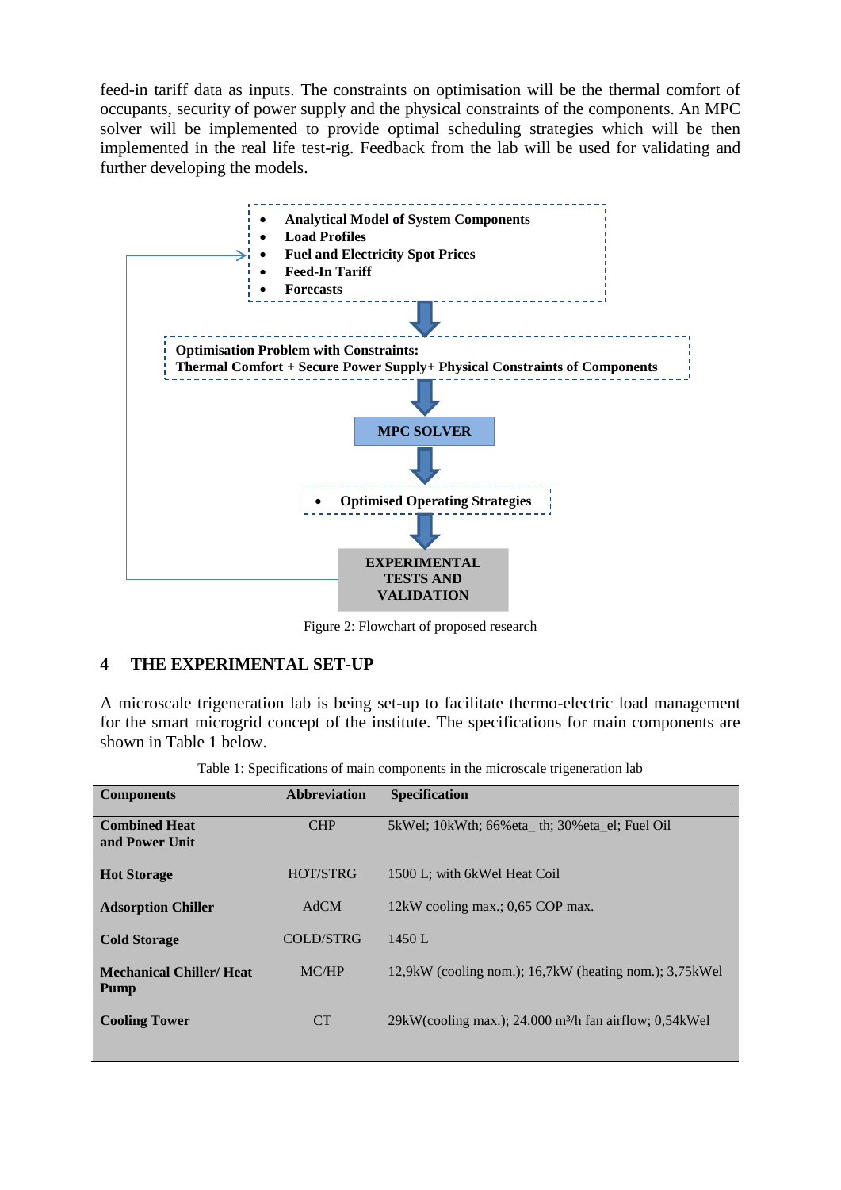feed-in tariff data as inputs. The constraints on optimisation will be the thermal comfort of occupants, security of power supply and the physical constraints of the components. An MPC solver will be implemented to provide optimal scheduling strategies which will be then implemented in the real life test-rig. Feedback from the lab will be used for validating and further developing the models.

- **Analytical Model of System Components**
- **Load Profiles**
- **Fuel and Electricity Spot Prices**
- **Feed-In Tariff**
- **Forecasts**

**Optimisation Problem with Constraints:**
**Thermal Comfort + Secure Power Supply+ Physical Constraints of Components**

**MPC SOLVER**

- **Optimised Operating Strategies**

**EXPERIMENTAL TESTS AND VALIDATION**

Figure 2: Flowchart of proposed research

## 4 THE EXPERIMENTAL SET-UP

A microscale trigeneration lab is being set-up to facilitate thermo-electric load management for the smart microgrid concept of the institute. The specifications for main components are shown in Table 1 below.

Table 1: Specifications of main components in the microscale trigeneration lab

| Components | Abbreviation | Specification |
|---|---|---|
| **Combined Heat and Power Unit** | CHP | 5kWel; 10kWth; 66%eta_ th; 30%eta_el; Fuel Oil |
| **Hot Storage** | HOT/STRG | 1500 L; with 6kWel Heat Coil |
| **Adsorption Chiller** | AdCM | 12kW cooling max.; 0,65 COP max. |
| **Cold Storage** | COLD/STRG | 1450 L |
| **Mechanical Chiller/ Heat Pump** | MC/HP | 12,9kW (cooling nom.); 16,7kW (heating nom.); 3,75kWel |
| **Cooling Tower** | CT | 29kW(cooling max.); 24.000 $m^3/h$ fan airflow; 0,54kWel |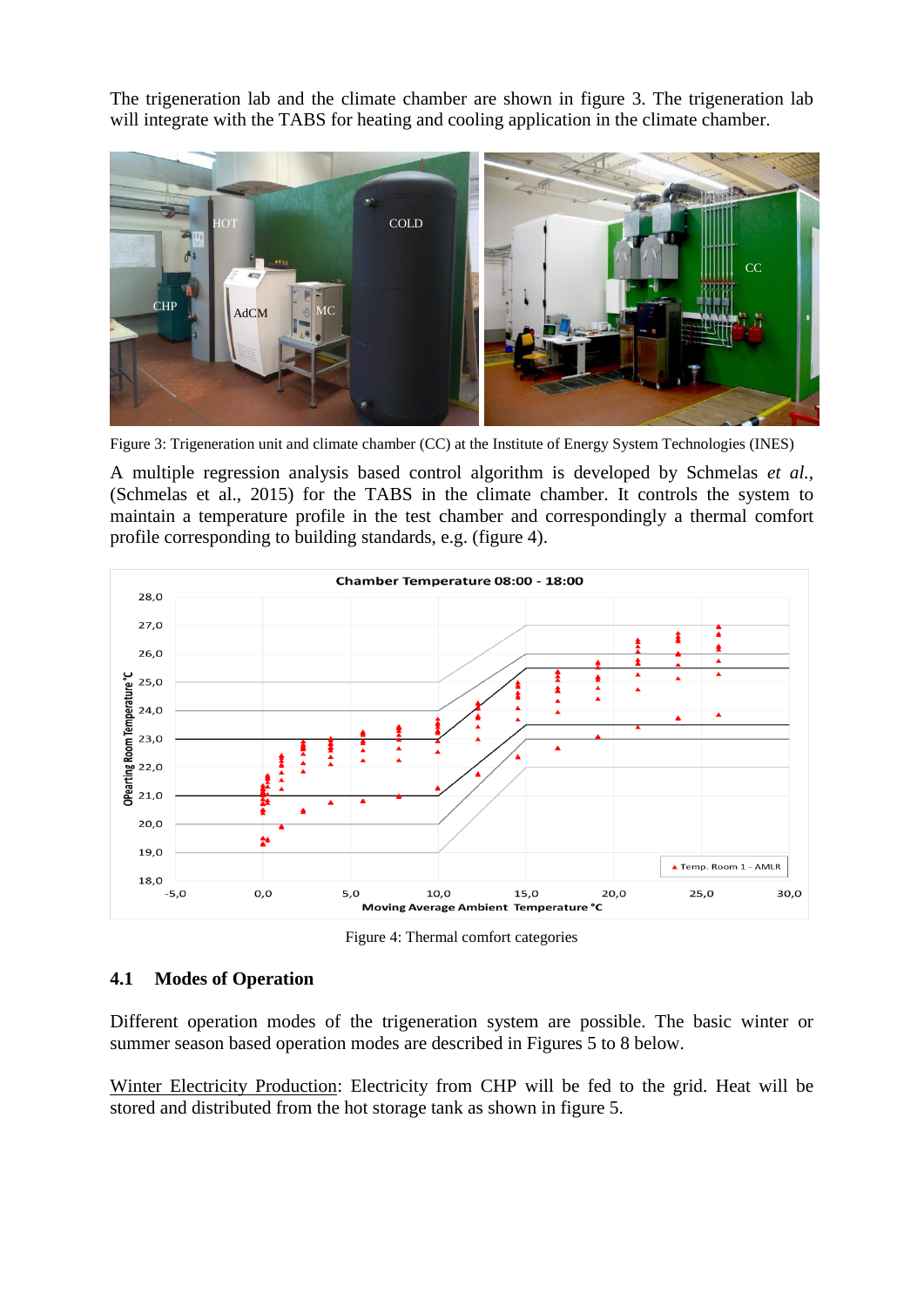The trigeneration lab and the climate chamber are shown in figure 3. The trigeneration lab will integrate with the TABS for heating and cooling application in the climate chamber.

Figure 3: Trigeneration unit and climate chamber (CC) at the Institute of Energy System Technologies (INES)

A multiple regression analysis based control algorithm is developed by Schmelas *et al.*, (Schmelas et al., 2015) for the TABS in the climate chamber. It controls the system to maintain a temperature profile in the test chamber and correspondingly a thermal comfort profile corresponding to building standards, e.g. (figure 4).

Figure 4: Thermal comfort categories

## 4.1 Modes of Operation

Different operation modes of the trigeneration system are possible. The basic winter or summer season based operation modes are described in Figures 5 to 8 below.

Winter Electricity Production: Electricity from CHP will be fed to the grid. Heat will be stored and distributed from the hot storage tank as shown in figure 5.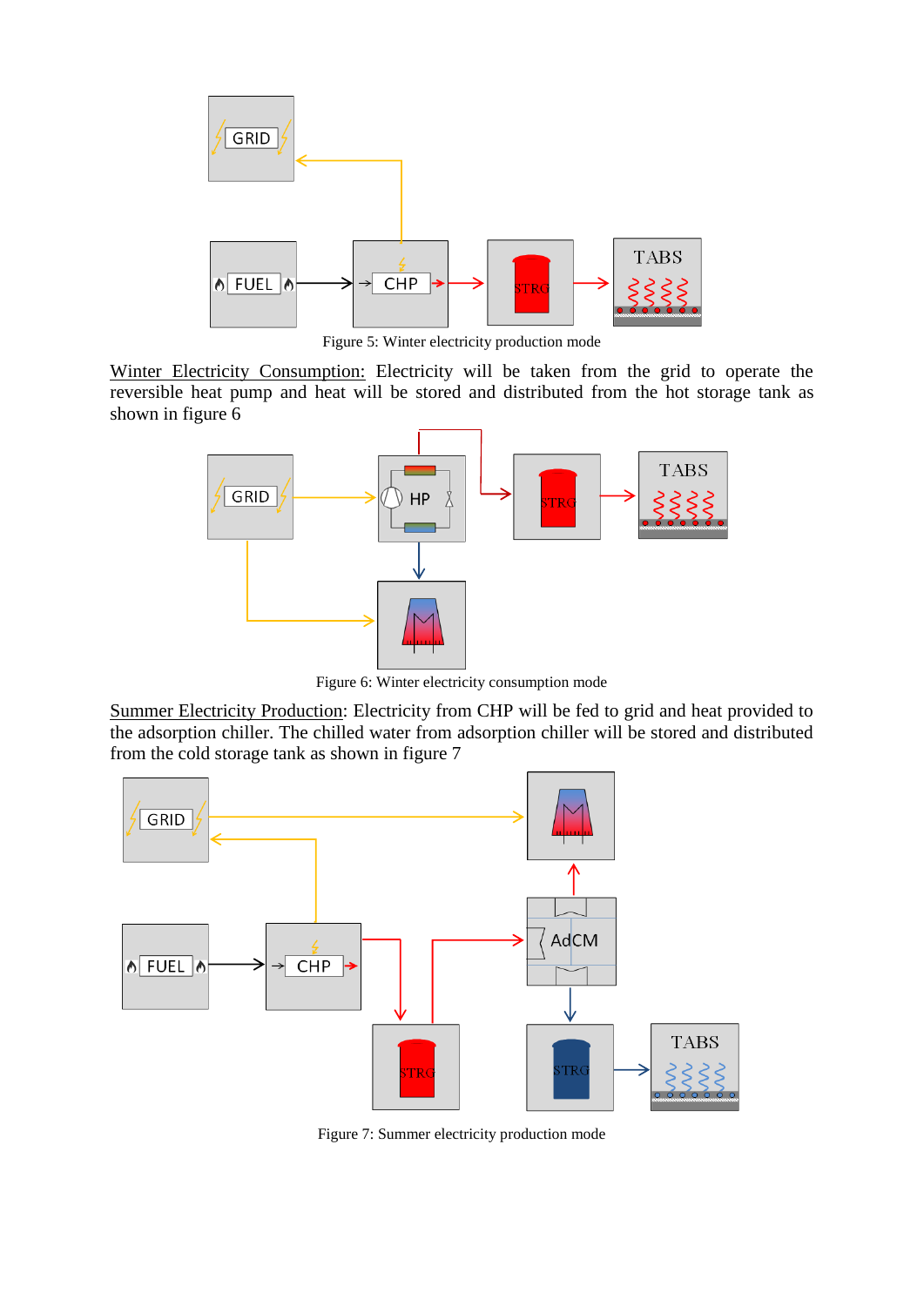Figure 5: Winter electricity production mode

Winter Electricity Consumption: Electricity will be taken from the grid to operate the reversible heat pump and heat will be stored and distributed from the hot storage tank as shown in figure 6

Figure 6: Winter electricity consumption mode

Summer Electricity Production: Electricity from CHP will be fed to grid and heat provided to the adsorption chiller. The chilled water from adsorption chiller will be stored and distributed from the cold storage tank as shown in figure 7

Figure 7: Summer electricity production mode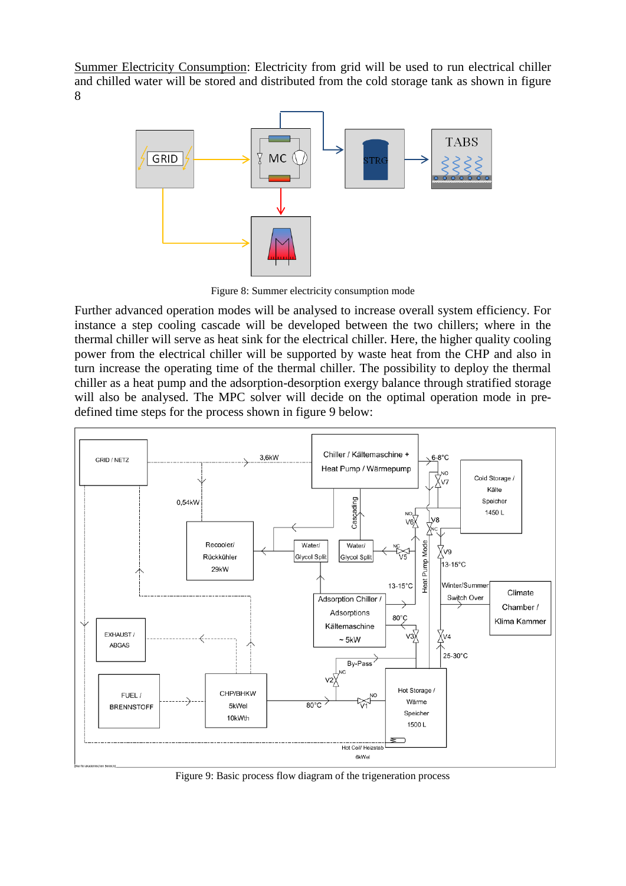Summer Electricity Consumption: Electricity from grid will be used to run electrical chiller and chilled water will be stored and distributed from the cold storage tank as shown in figure 8

Figure 8: Summer electricity consumption mode

Further advanced operation modes will be analysed to increase overall system efficiency. For instance a step cooling cascade will be developed between the two chillers; where in the thermal chiller will serve as heat sink for the electrical chiller. Here, the higher quality cooling power from the electrical chiller will be supported by waste heat from the CHP and also in turn increase the operating time of the thermal chiller. The possibility to deploy the thermal chiller as a heat pump and the adsorption-desorption exergy balance through stratified storage will also be analysed. The MPC solver will decide on the optimal operation mode in pre-defined time steps for the process shown in figure 9 below:

Figure 9: Basic process flow diagram of the trigeneration process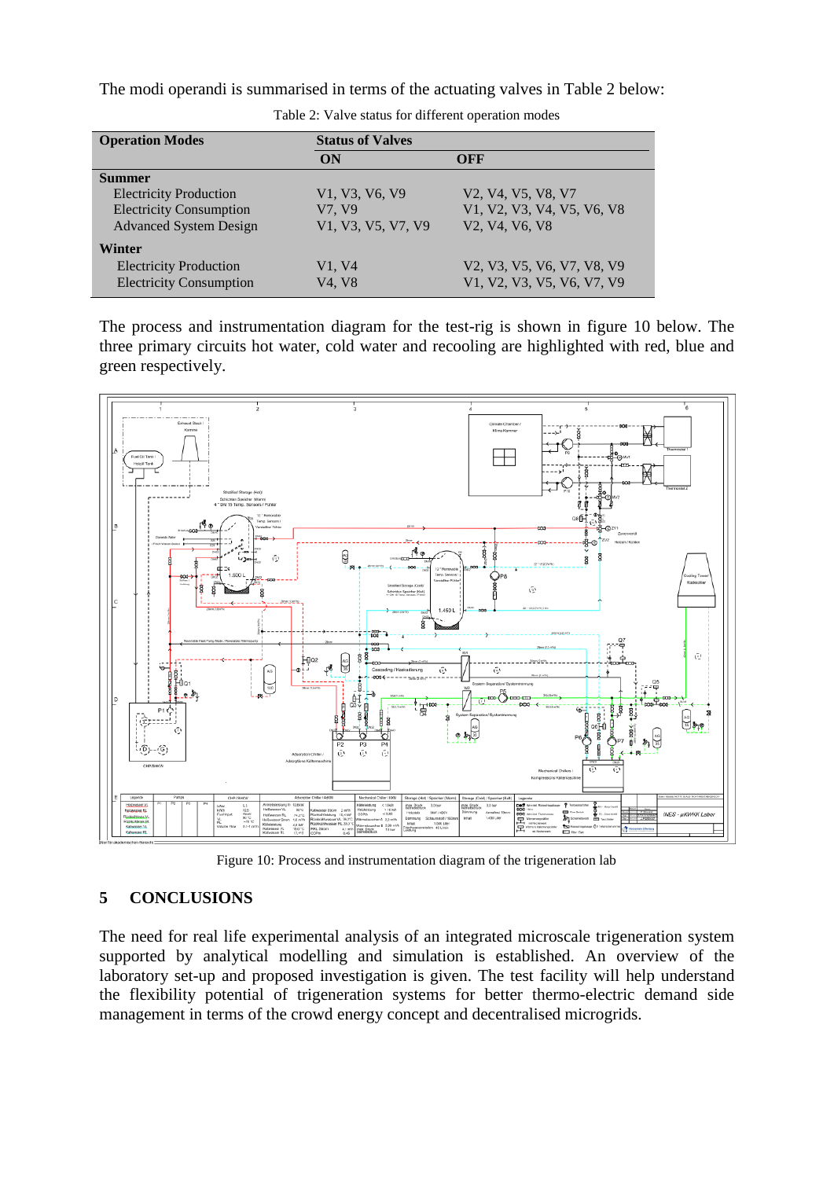The modi operandi is summarised in terms of the actuating valves in Table 2 below:

Table 2: Valve status for different operation modes

| Operation Modes | Status of Valves | |
|---|---|---|
| | **ON** | **OFF** |
| **Summer** | | |
| Electricity Production | V1, V3, V6, V9 | V2, V4, V5, V8, V7 |
| Electricity Consumption | V7, V9 | V1, V2, V3, V4, V5, V6, V8 |
| Advanced System Design | V1, V3, V5, V7, V9 | V2, V4, V6, V8 |
| **Winter** | | |
| Electricity Production | V1, V4 | V2, V3, V5, V6, V7, V8, V9 |
| Electricity Consumption | V4, V8 | V1, V2, V3, V5, V6, V7, V9 |

The process and instrumentation diagram for the test-rig is shown in figure 10 below. The three primary circuits hot water, cold water and recooling are highlighted with red, blue and green respectively.

Figure 10: Process and instrumentation diagram of the trigeneration lab

## 5 CONCLUSIONS

The need for real life experimental analysis of an integrated microscale trigeneration system supported by analytical modelling and simulation is established. An overview of the laboratory set-up and proposed investigation is given. The test facility will help understand the flexibility potential of trigeneration systems for better thermo-electric demand side management in terms of the crowd energy concept and decentralised microgrids.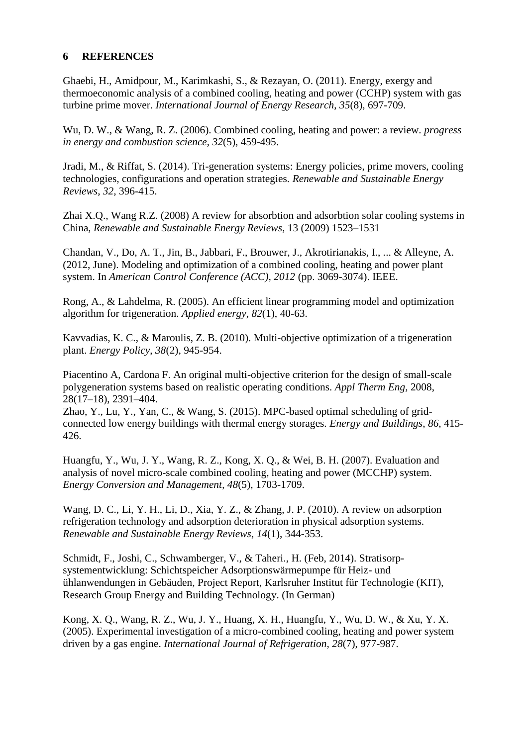## 6 REFERENCES

Ghaebi, H., Amidpour, M., Karimkashi, S., & Rezayan, O. (2011). Energy, exergy and thermoeconomic analysis of a combined cooling, heating and power (CCHP) system with gas turbine prime mover. *International Journal of Energy Research*, *35*(8), 697-709.

Wu, D. W., & Wang, R. Z. (2006). Combined cooling, heating and power: a review. *progress in energy and combustion science*, *32*(5), 459-495.

Jradi, M., & Riffat, S. (2014). Tri-generation systems: Energy policies, prime movers, cooling technologies, configurations and operation strategies. *Renewable and Sustainable Energy Reviews*, *32*, 396-415.

Zhai X.Q., Wang R.Z. (2008) A review for absorbtion and adsorbtion solar cooling systems in China, *Renewable and Sustainable Energy Reviews*, 13 (2009) 1523–1531

Chandan, V., Do, A. T., Jin, B., Jabbari, F., Brouwer, J., Akrotirianakis, I., ... & Alleyne, A. (2012, June). Modeling and optimization of a combined cooling, heating and power plant system. In *American Control Conference (ACC), 2012* (pp. 3069-3074). IEEE.

Rong, A., & Lahdelma, R. (2005). An efficient linear programming model and optimization algorithm for trigeneration. *Applied energy*, *82*(1), 40-63.

Kavvadias, K. C., & Maroulis, Z. B. (2010). Multi-objective optimization of a trigeneration plant. *Energy Policy*, *38*(2), 945-954.

Piacentino A, Cardona F. An original multi-objective criterion for the design of small-scale polygeneration systems based on realistic operating conditions. *Appl Therm Eng*, 2008, 28(17–18), 2391–404.

Zhao, Y., Lu, Y., Yan, C., & Wang, S. (2015). MPC-based optimal scheduling of grid-connected low energy buildings with thermal energy storages. *Energy and Buildings*, *86*, 415-426.

Huangfu, Y., Wu, J. Y., Wang, R. Z., Kong, X. Q., & Wei, B. H. (2007). Evaluation and analysis of novel micro-scale combined cooling, heating and power (MCCHP) system. *Energy Conversion and Management*, *48*(5), 1703-1709.

Wang, D. C., Li, Y. H., Li, D., Xia, Y. Z., & Zhang, J. P. (2010). A review on adsorption refrigeration technology and adsorption deterioration in physical adsorption systems. *Renewable and Sustainable Energy Reviews*, *14*(1), 344-353.

Schmidt, F., Joshi, C., Schwamberger, V., & Taheri., H. (Feb, 2014). Stratisorp-systementwicklung: Schichtspeicher Adsorptionswärmepumpe für Heiz- und ühlanwendungen in Gebäuden, Project Report, Karlsruher Institut für Technologie (KIT), Research Group Energy and Building Technology. (In German)

Kong, X. Q., Wang, R. Z., Wu, J. Y., Huang, X. H., Huangfu, Y., Wu, D. W., & Xu, Y. X. (2005). Experimental investigation of a micro-combined cooling, heating and power system driven by a gas engine. *International Journal of Refrigeration*, *28*(7), 977-987.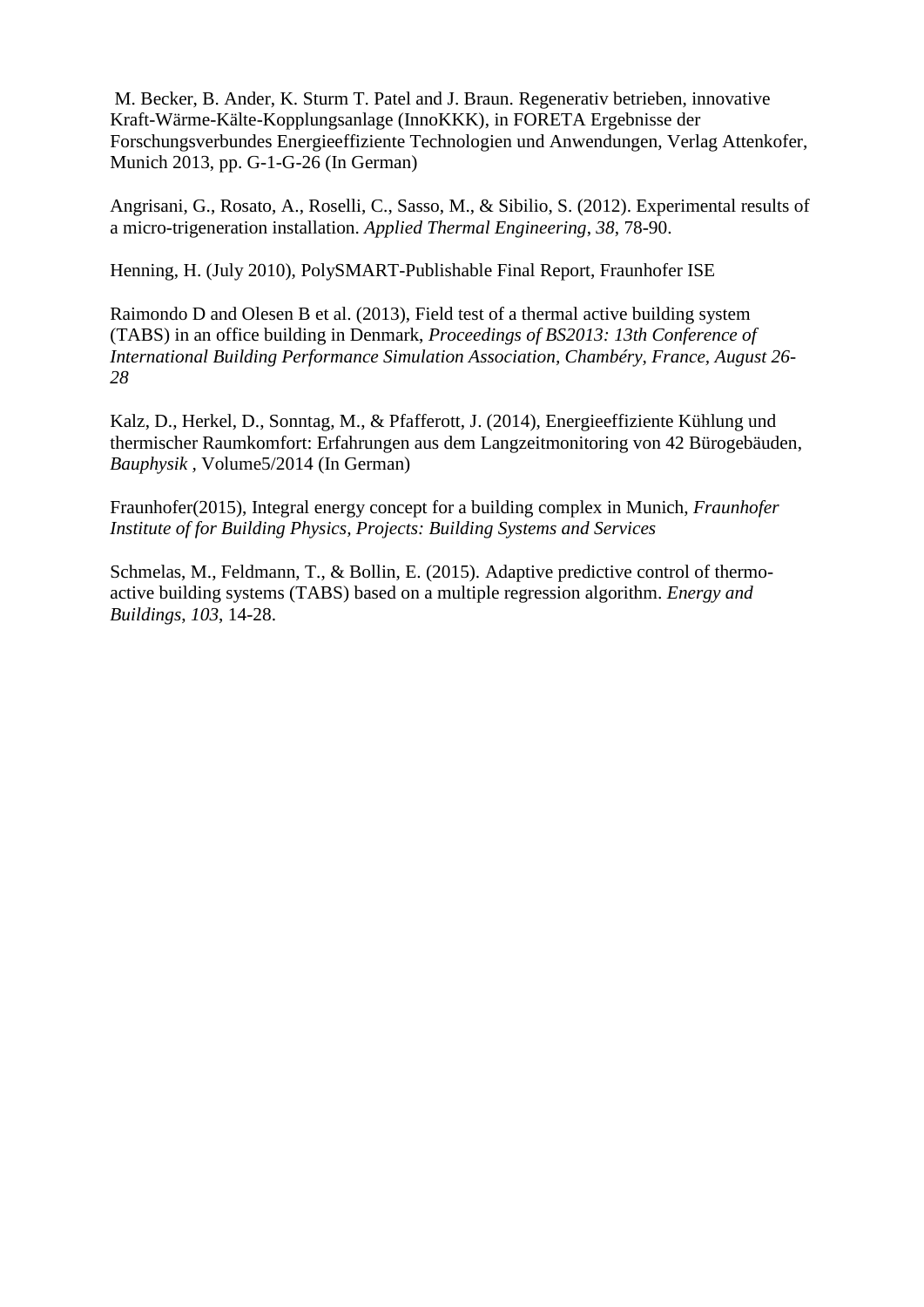M. Becker, B. Ander, K. Sturm T. Patel and J. Braun. Regenerativ betrieben, innovative Kraft-Wärme-Kälte-Kopplungsanlage (InnoKKK), in FORETA Ergebnisse der Forschungsverbundes Energieeffiziente Technologien und Anwendungen, Verlag Attenkofer, Munich 2013, pp. G-1-G-26 (In German)

Angrisani, G., Rosato, A., Roselli, C., Sasso, M., & Sibilio, S. (2012). Experimental results of a micro-trigeneration installation. *Applied Thermal Engineering*, *38*, 78-90.

Henning, H. (July 2010), PolySMART-Publishable Final Report, Fraunhofer ISE

Raimondo D and Olesen B et al. (2013), Field test of a thermal active building system (TABS) in an office building in Denmark, *Proceedings of BS2013: 13th Conference of International Building Performance Simulation Association, Chambéry, France, August 26-28*

Kalz, D., Herkel, D., Sonntag, M., & Pfafferott, J. (2014), Energieeffiziente Kühlung und thermischer Raumkomfort: Erfahrungen aus dem Langzeitmonitoring von 42 Bürogebäuden, *Bauphysik* , Volume5/2014 (In German)

Fraunhofer(2015), Integral energy concept for a building complex in Munich, *Fraunhofer Institute of for Building Physics, Projects: Building Systems and Services*

Schmelas, M., Feldmann, T., & Bollin, E. (2015). Adaptive predictive control of thermo-active building systems (TABS) based on a multiple regression algorithm. *Energy and Buildings*, *103*, 14-28.